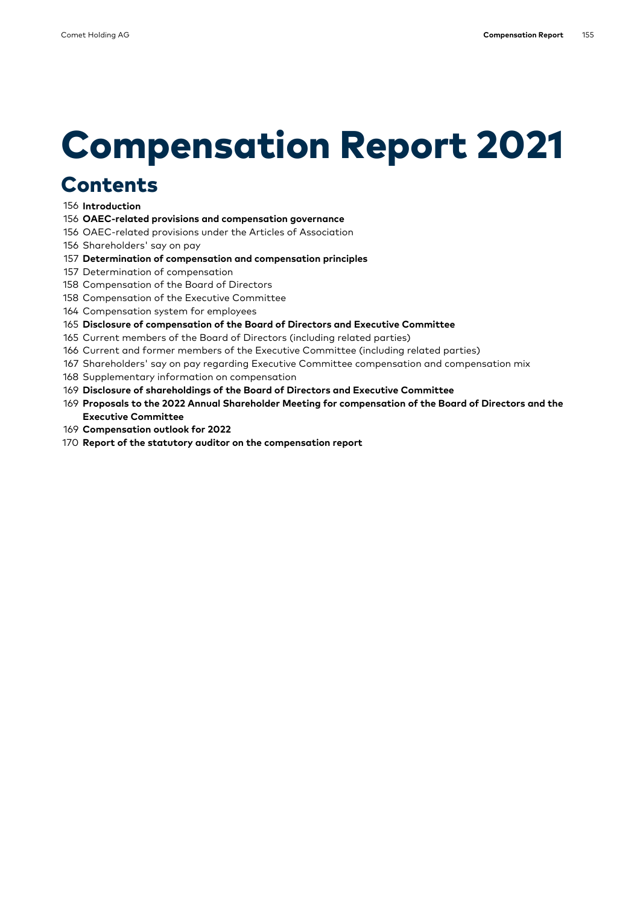# Compensation Report 2021

## Contents

156 **Introduction**
156 **OAEC-related provisions and compensation governance**
156 OAEC-related provisions under the Articles of Association
156 Shareholders' say on pay
157 **Determination of compensation and compensation principles**
157 Determination of compensation
158 Compensation of the Board of Directors
158 Compensation of the Executive Committee
164 Compensation system for employees
165 **Disclosure of compensation of the Board of Directors and Executive Committee**
165 Current members of the Board of Directors (including related parties)
166 Current and former members of the Executive Committee (including related parties)
167 Shareholders' say on pay regarding Executive Committee compensation and compensation mix
168 Supplementary information on compensation
169 **Disclosure of shareholdings of the Board of Directors and Executive Committee**
169 **Proposals to the 2022 Annual Shareholder Meeting for compensation of the Board of Directors and the Executive Committee**
169 **Compensation outlook for 2022**
170 **Report of the statutory auditor on the compensation report**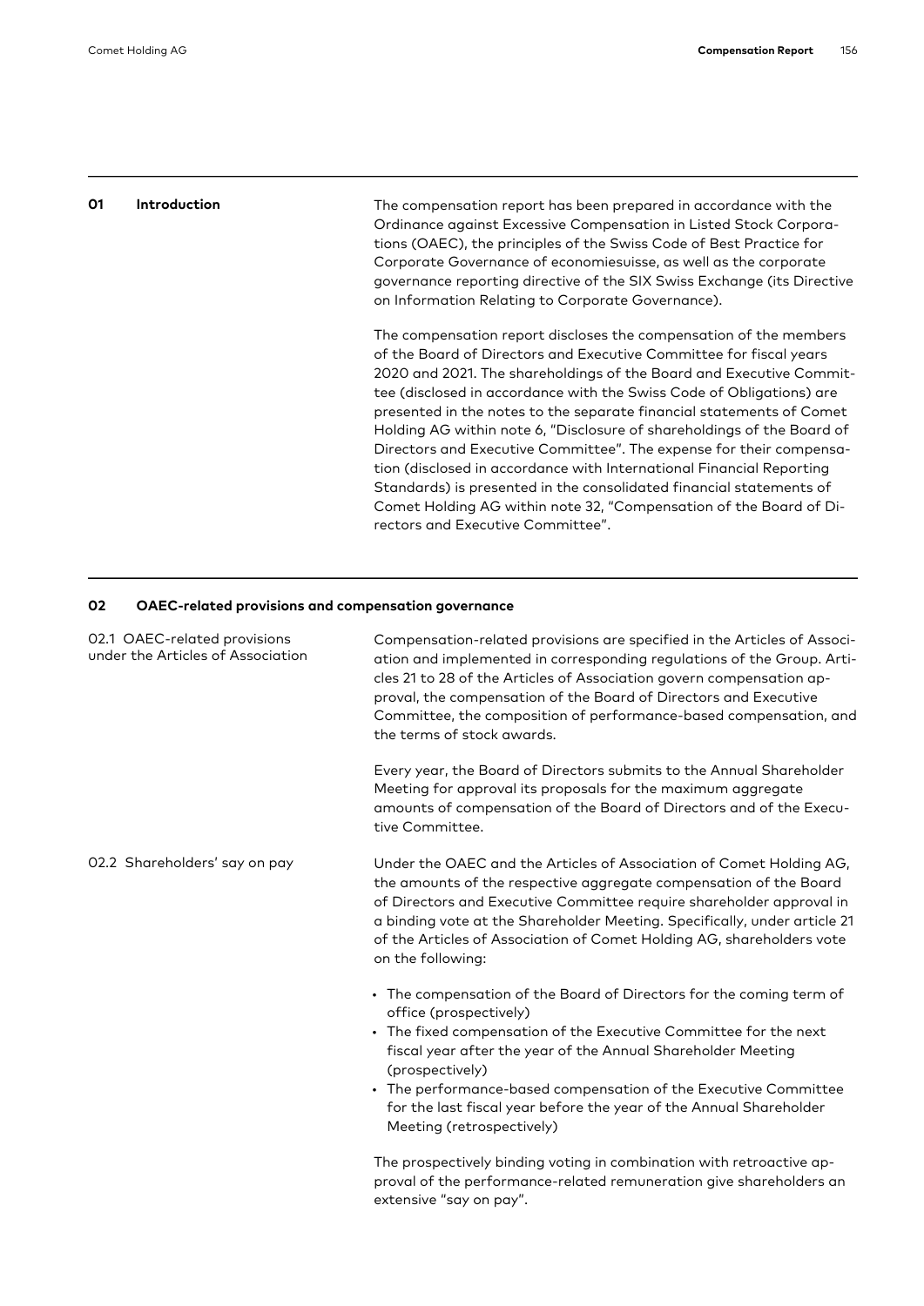## 01 Introduction

The compensation report has been prepared in accordance with the Ordinance against Excessive Compensation in Listed Stock Corporations (OAEC), the principles of the Swiss Code of Best Practice for Corporate Governance of economiesuisse, as well as the corporate governance reporting directive of the SIX Swiss Exchange (its Directive on Information Relating to Corporate Governance).

The compensation report discloses the compensation of the members of the Board of Directors and Executive Committee for fiscal years 2020 and 2021. The shareholdings of the Board and Executive Committee (disclosed in accordance with the Swiss Code of Obligations) are presented in the notes to the separate financial statements of Comet Holding AG within note 6, "Disclosure of shareholdings of the Board of Directors and Executive Committee". The expense for their compensation (disclosed in accordance with International Financial Reporting Standards) is presented in the consolidated financial statements of Comet Holding AG within note 32, "Compensation of the Board of Directors and Executive Committee".

## 02 OAEC-related provisions and compensation governance

### 02.1 OAEC-related provisions under the Articles of Association

Compensation-related provisions are specified in the Articles of Association and implemented in corresponding regulations of the Group. Articles 21 to 28 of the Articles of Association govern compensation approval, the compensation of the Board of Directors and Executive Committee, the composition of performance-based compensation, and the terms of stock awards.

Every year, the Board of Directors submits to the Annual Shareholder Meeting for approval its proposals for the maximum aggregate amounts of compensation of the Board of Directors and of the Executive Committee.

### 02.2 Shareholders' say on pay

Under the OAEC and the Articles of Association of Comet Holding AG, the amounts of the respective aggregate compensation of the Board of Directors and Executive Committee require shareholder approval in a binding vote at the Shareholder Meeting. Specifically, under article 21 of the Articles of Association of Comet Holding AG, shareholders vote on the following:

- The compensation of the Board of Directors for the coming term of office (prospectively)
- The fixed compensation of the Executive Committee for the next fiscal year after the year of the Annual Shareholder Meeting (prospectively)
- The performance-based compensation of the Executive Committee for the last fiscal year before the year of the Annual Shareholder Meeting (retrospectively)

The prospectively binding voting in combination with retroactive approval of the performance-related remuneration give shareholders an extensive "say on pay".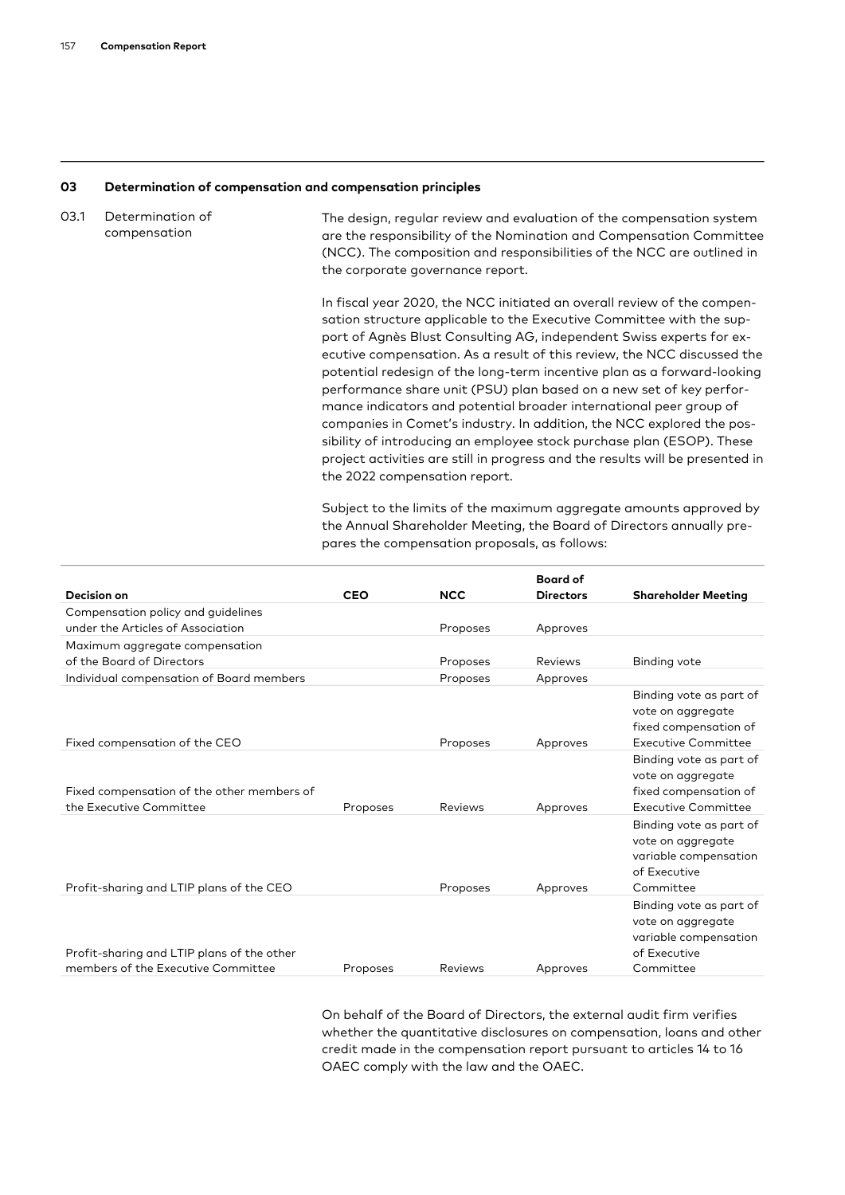## 03 Determination of compensation and compensation principles

### 03.1 Determination of compensation

The design, regular review and evaluation of the compensation system are the responsibility of the Nomination and Compensation Committee (NCC). The composition and responsibilities of the NCC are outlined in the corporate governance report.

In fiscal year 2020, the NCC initiated an overall review of the compensation structure applicable to the Executive Committee with the support of Agnès Blust Consulting AG, independent Swiss experts for executive compensation. As a result of this review, the NCC discussed the potential redesign of the long-term incentive plan as a forward-looking performance share unit (PSU) plan based on a new set of key performance indicators and potential broader international peer group of companies in Comet's industry. In addition, the NCC explored the possibility of introducing an employee stock purchase plan (ESOP). These project activities are still in progress and the results will be presented in the 2022 compensation report.

Subject to the limits of the maximum aggregate amounts approved by the Annual Shareholder Meeting, the Board of Directors annually prepares the compensation proposals, as follows:

| Decision on | CEO | NCC | Board of Directors | Shareholder Meeting |
|---|---|---|---|---|
| Compensation policy and guidelines under the Articles of Association | | Proposes | Approves | |
| Maximum aggregate compensation of the Board of Directors | | Proposes | Reviews | Binding vote |
| Individual compensation of Board members | | Proposes | Approves | |
| Fixed compensation of the CEO | | Proposes | Approves | Binding vote as part of vote on aggregate fixed compensation of Executive Committee |
| Fixed compensation of the other members of the Executive Committee | Proposes | Reviews | Approves | Binding vote as part of vote on aggregate fixed compensation of Executive Committee |
| Profit-sharing and LTIP plans of the CEO | | Proposes | Approves | Binding vote as part of vote on aggregate variable compensation of Executive Committee |
| Profit-sharing and LTIP plans of the other members of the Executive Committee | Proposes | Reviews | Approves | Binding vote as part of vote on aggregate variable compensation of Executive Committee |

On behalf of the Board of Directors, the external audit firm verifies whether the quantitative disclosures on compensation, loans and other credit made in the compensation report pursuant to articles 14 to 16 OAEC comply with the law and the OAEC.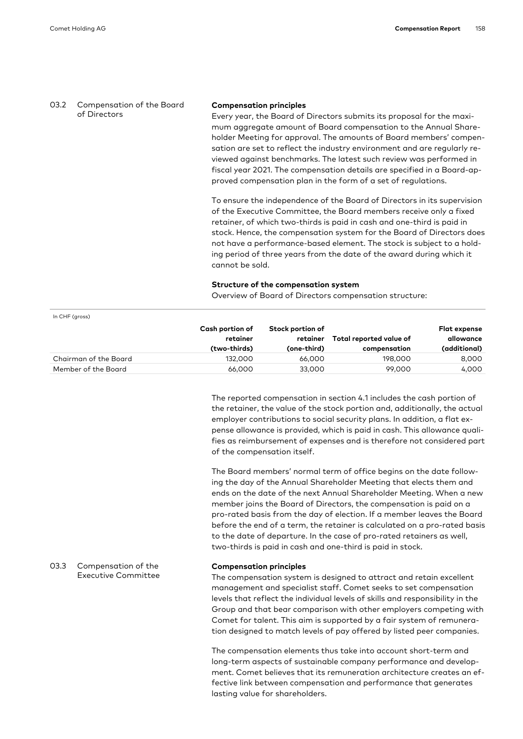## 03.2 Compensation of the Board of Directors

**Compensation principles**

Every year, the Board of Directors submits its proposal for the maximum aggregate amount of Board compensation to the Annual Shareholder Meeting for approval. The amounts of Board members' compensation are set to reflect the industry environment and are regularly reviewed against benchmarks. The latest such review was performed in fiscal year 2021. The compensation details are specified in a Board-approved compensation plan in the form of a set of regulations.

To ensure the independence of the Board of Directors in its supervision of the Executive Committee, the Board members receive only a fixed retainer, of which two-thirds is paid in cash and one-third is paid in stock. Hence, the compensation system for the Board of Directors does not have a performance-based element. The stock is subject to a holding period of three years from the date of the award during which it cannot be sold.

**Structure of the compensation system**

Overview of Board of Directors compensation structure:

In CHF (gross)

| | Cash portion of retainer (two-thirds) | Stock portion of retainer (one-third) | Total reported value of compensation | Flat expense allowance (additional) |
|---|---|---|---|---|
| Chairman of the Board | 132,000 | 66,000 | 198,000 | 8,000 |
| Member of the Board | 66,000 | 33,000 | 99,000 | 4,000 |

The reported compensation in section 4.1 includes the cash portion of the retainer, the value of the stock portion and, additionally, the actual employer contributions to social security plans. In addition, a flat expense allowance is provided, which is paid in cash. This allowance qualifies as reimbursement of expenses and is therefore not considered part of the compensation itself.

The Board members' normal term of office begins on the date following the day of the Annual Shareholder Meeting that elects them and ends on the date of the next Annual Shareholder Meeting. When a new member joins the Board of Directors, the compensation is paid on a pro-rated basis from the day of election. If a member leaves the Board before the end of a term, the retainer is calculated on a pro-rated basis to the date of departure. In the case of pro-rated retainers as well, two-thirds is paid in cash and one-third is paid in stock.

## 03.3 Compensation of the Executive Committee

**Compensation principles**

The compensation system is designed to attract and retain excellent management and specialist staff. Comet seeks to set compensation levels that reflect the individual levels of skills and responsibility in the Group and that bear comparison with other employers competing with Comet for talent. This aim is supported by a fair system of remuneration designed to match levels of pay offered by listed peer companies.

The compensation elements thus take into account short-term and long-term aspects of sustainable company performance and development. Comet believes that its remuneration architecture creates an effective link between compensation and performance that generates lasting value for shareholders.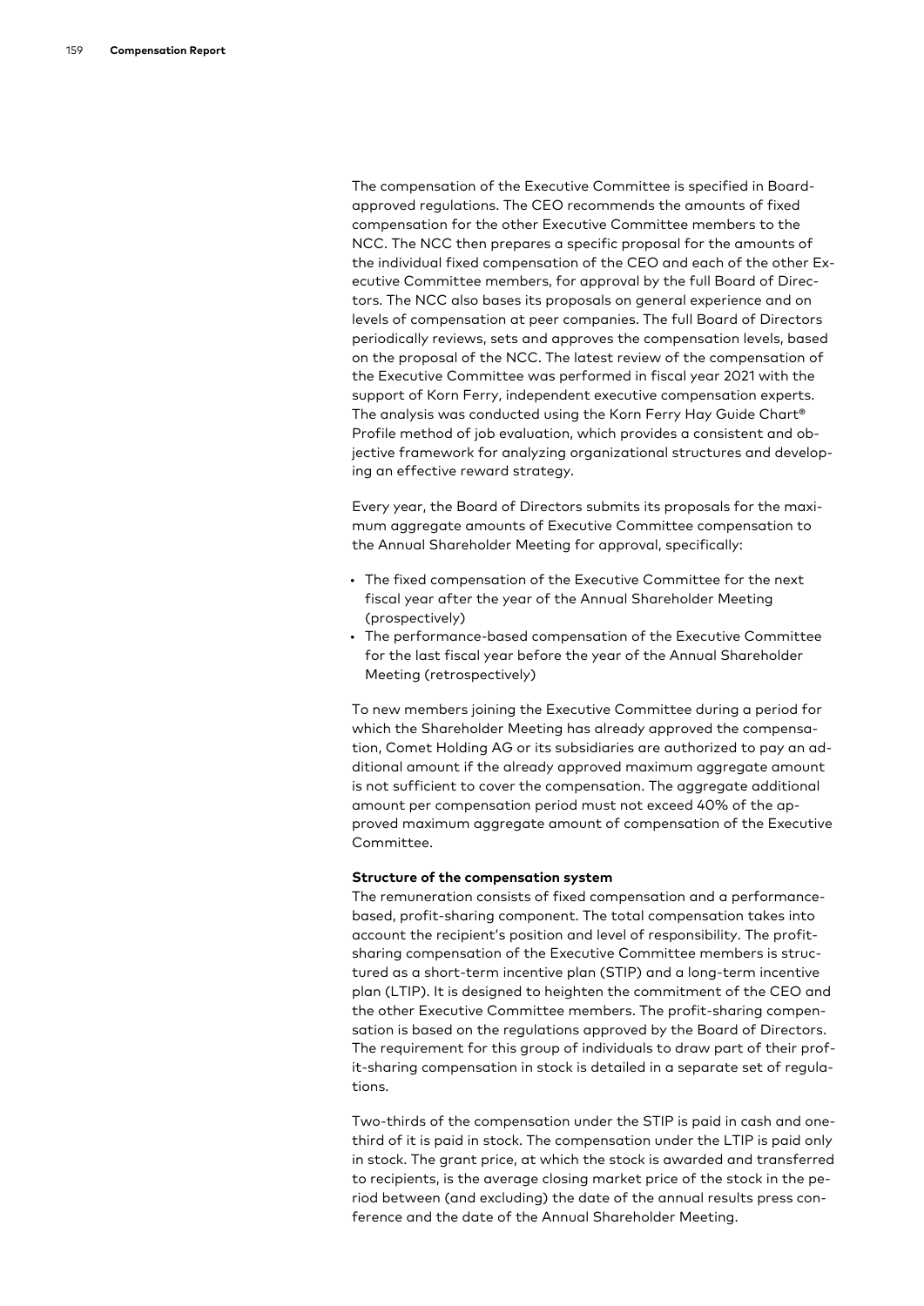The compensation of the Executive Committee is specified in Board-approved regulations. The CEO recommends the amounts of fixed compensation for the other Executive Committee members to the NCC. The NCC then prepares a specific proposal for the amounts of the individual fixed compensation of the CEO and each of the other Executive Committee members, for approval by the full Board of Directors. The NCC also bases its proposals on general experience and on levels of compensation at peer companies. The full Board of Directors periodically reviews, sets and approves the compensation levels, based on the proposal of the NCC. The latest review of the compensation of the Executive Committee was performed in fiscal year 2021 with the support of Korn Ferry, independent executive compensation experts. The analysis was conducted using the Korn Ferry Hay Guide Chart® Profile method of job evaluation, which provides a consistent and objective framework for analyzing organizational structures and developing an effective reward strategy.

Every year, the Board of Directors submits its proposals for the maximum aggregate amounts of Executive Committee compensation to the Annual Shareholder Meeting for approval, specifically:

- The fixed compensation of the Executive Committee for the next fiscal year after the year of the Annual Shareholder Meeting (prospectively)
- The performance-based compensation of the Executive Committee for the last fiscal year before the year of the Annual Shareholder Meeting (retrospectively)

To new members joining the Executive Committee during a period for which the Shareholder Meeting has already approved the compensation, Comet Holding AG or its subsidiaries are authorized to pay an additional amount if the already approved maximum aggregate amount is not sufficient to cover the compensation. The aggregate additional amount per compensation period must not exceed 40% of the approved maximum aggregate amount of compensation of the Executive Committee.

**Structure of the compensation system**

The remuneration consists of fixed compensation and a performance-based, profit-sharing component. The total compensation takes into account the recipient's position and level of responsibility. The profit-sharing compensation of the Executive Committee members is structured as a short-term incentive plan (STIP) and a long-term incentive plan (LTIP). It is designed to heighten the commitment of the CEO and the other Executive Committee members. The profit-sharing compensation is based on the regulations approved by the Board of Directors. The requirement for this group of individuals to draw part of their profit-sharing compensation in stock is detailed in a separate set of regulations.

Two-thirds of the compensation under the STIP is paid in cash and one-third of it is paid in stock. The compensation under the LTIP is paid only in stock. The grant price, at which the stock is awarded and transferred to recipients, is the average closing market price of the stock in the period between (and excluding) the date of the annual results press conference and the date of the Annual Shareholder Meeting.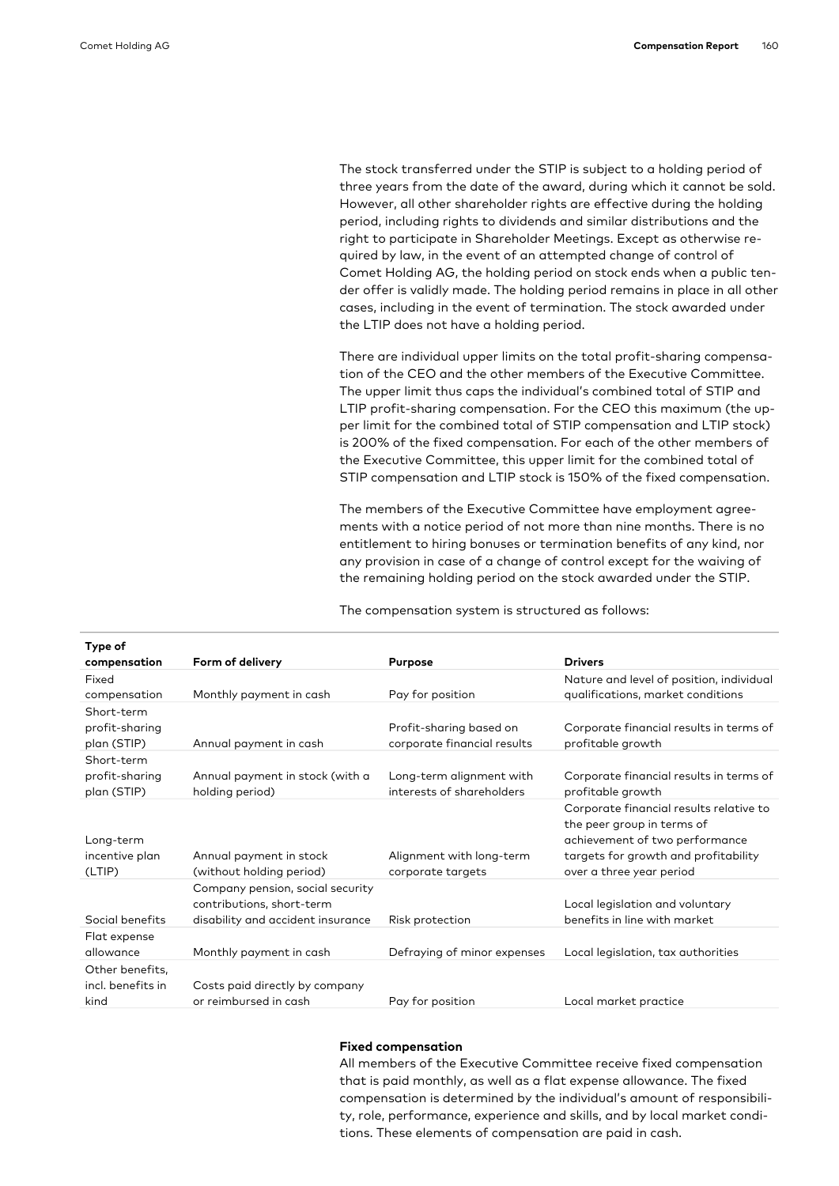The stock transferred under the STIP is subject to a holding period of three years from the date of the award, during which it cannot be sold. However, all other shareholder rights are effective during the holding period, including rights to dividends and similar distributions and the right to participate in Shareholder Meetings. Except as otherwise required by law, in the event of an attempted change of control of Comet Holding AG, the holding period on stock ends when a public tender offer is validly made. The holding period remains in place in all other cases, including in the event of termination. The stock awarded under the LTIP does not have a holding period.

There are individual upper limits on the total profit-sharing compensation of the CEO and the other members of the Executive Committee. The upper limit thus caps the individual's combined total of STIP and LTIP profit-sharing compensation. For the CEO this maximum (the upper limit for the combined total of STIP compensation and LTIP stock) is 200% of the fixed compensation. For each of the other members of the Executive Committee, this upper limit for the combined total of STIP compensation and LTIP stock is 150% of the fixed compensation.

The members of the Executive Committee have employment agreements with a notice period of not more than nine months. There is no entitlement to hiring bonuses or termination benefits of any kind, nor any provision in case of a change of control except for the waiving of the remaining holding period on the stock awarded under the STIP.

The compensation system is structured as follows:

| Type of compensation | Form of delivery | Purpose | Drivers |
|---|---|---|---|
| Fixed compensation | Monthly payment in cash | Pay for position | Nature and level of position, individual qualifications, market conditions |
| Short-term profit-sharing plan (STIP) | Annual payment in cash | Profit-sharing based on corporate financial results | Corporate financial results in terms of profitable growth |
| Short-term profit-sharing plan (STIP) | Annual payment in stock (with a holding period) | Long-term alignment with interests of shareholders | Corporate financial results in terms of profitable growth |
| Long-term incentive plan (LTIP) | Annual payment in stock (without holding period) | Alignment with long-term corporate targets | Corporate financial results relative to the peer group in terms of achievement of two performance targets for growth and profitability over a three year period |
| Social benefits | Company pension, social security contributions, short-term disability and accident insurance | Risk protection | Local legislation and voluntary benefits in line with market |
| Flat expense allowance | Monthly payment in cash | Defraying of minor expenses | Local legislation, tax authorities |
| Other benefits, incl. benefits in kind | Costs paid directly by company or reimbursed in cash | Pay for position | Local market practice |

**Fixed compensation**

All members of the Executive Committee receive fixed compensation that is paid monthly, as well as a flat expense allowance. The fixed compensation is determined by the individual's amount of responsibility, role, performance, experience and skills, and by local market conditions. These elements of compensation are paid in cash.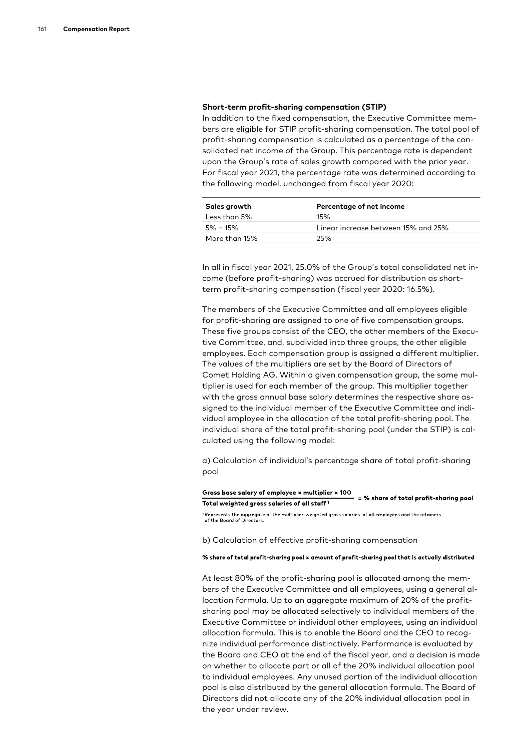### Short-term profit-sharing compensation (STIP)

In addition to the fixed compensation, the Executive Committee members are eligible for STIP profit-sharing compensation. The total pool of profit-sharing compensation is calculated as a percentage of the consolidated net income of the Group. This percentage rate is dependent upon the Group's rate of sales growth compared with the prior year. For fiscal year 2021, the percentage rate was determined according to the following model, unchanged from fiscal year 2020:

| Sales growth | Percentage of net income |
|---|---|
| Less than 5% | 15% |
| 5% – 15% | Linear increase between 15% and 25% |
| More than 15% | 25% |

In all in fiscal year 2021, 25.0% of the Group's total consolidated net income (before profit-sharing) was accrued for distribution as short-term profit-sharing compensation (fiscal year 2020: 16.5%).

The members of the Executive Committee and all employees eligible for profit-sharing are assigned to one of five compensation groups. These five groups consist of the CEO, the other members of the Executive Committee, and, subdivided into three groups, the other eligible employees. Each compensation group is assigned a different multiplier. The values of the multipliers are set by the Board of Directors of Comet Holding AG. Within a given compensation group, the same multiplier is used for each member of the group. This multiplier together with the gross annual base salary determines the respective share assigned to the individual member of the Executive Committee and individual employee in the allocation of the total profit-sharing pool. The individual share of the total profit-sharing pool (under the STIP) is calculated using the following model:

a) Calculation of individual's percentage share of total profit-sharing pool

$$\frac{\textbf{Gross base salary of employee} \times \textbf{multiplier} \times \textbf{100}}{\textbf{Total weighted gross salaries of all staff}^{1}} = \textbf{\% share of total profit-sharing pool}$$

[1] Represents the aggregate of the multiplier-weighted gross salaries of all employees and the retainers of the Board of Directors.

b) Calculation of effective profit-sharing compensation

**% share of total profit-sharing pool × amount of profit-sharing pool that is actually distributed**

At least 80% of the profit-sharing pool is allocated among the members of the Executive Committee and all employees, using a general allocation formula. Up to an aggregate maximum of 20% of the profit-sharing pool may be allocated selectively to individual members of the Executive Committee or individual other employees, using an individual allocation formula. This is to enable the Board and the CEO to recognize individual performance distinctively. Performance is evaluated by the Board and CEO at the end of the fiscal year, and a decision is made on whether to allocate part or all of the 20% individual allocation pool to individual employees. Any unused portion of the individual allocation pool is also distributed by the general allocation formula. The Board of Directors did not allocate any of the 20% individual allocation pool in the year under review.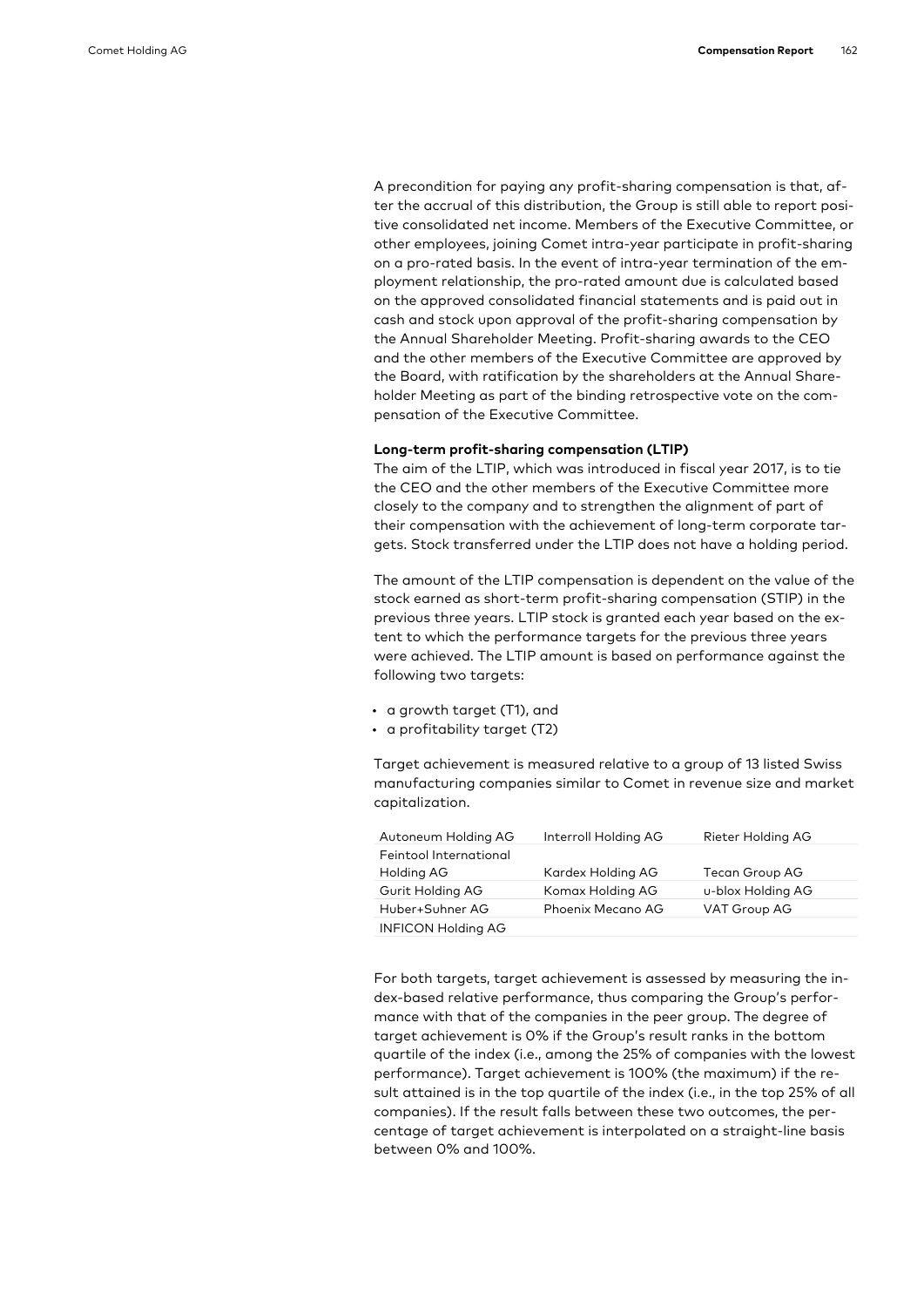A precondition for paying any profit-sharing compensation is that, after the accrual of this distribution, the Group is still able to report positive consolidated net income. Members of the Executive Committee, or other employees, joining Comet intra-year participate in profit-sharing on a pro-rated basis. In the event of intra-year termination of the employment relationship, the pro-rated amount due is calculated based on the approved consolidated financial statements and is paid out in cash and stock upon approval of the profit-sharing compensation by the Annual Shareholder Meeting. Profit-sharing awards to the CEO and the other members of the Executive Committee are approved by the Board, with ratification by the shareholders at the Annual Shareholder Meeting as part of the binding retrospective vote on the compensation of the Executive Committee.

**Long-term profit-sharing compensation (LTIP)**

The aim of the LTIP, which was introduced in fiscal year 2017, is to tie the CEO and the other members of the Executive Committee more closely to the company and to strengthen the alignment of part of their compensation with the achievement of long-term corporate targets. Stock transferred under the LTIP does not have a holding period.

The amount of the LTIP compensation is dependent on the value of the stock earned as short-term profit-sharing compensation (STIP) in the previous three years. LTIP stock is granted each year based on the extent to which the performance targets for the previous three years were achieved. The LTIP amount is based on performance against the following two targets:

- a growth target (T1), and
- a profitability target (T2)

Target achievement is measured relative to a group of 13 listed Swiss manufacturing companies similar to Comet in revenue size and market capitalization.

| | | |
|---|---|---|
| Autoneum Holding AG | Interroll Holding AG | Rieter Holding AG |
| Feintool International Holding AG | Kardex Holding AG | Tecan Group AG |
| Gurit Holding AG | Komax Holding AG | u-blox Holding AG |
| Huber+Suhner AG | Phoenix Mecano AG | VAT Group AG |
| INFICON Holding AG | | |

For both targets, target achievement is assessed by measuring the index-based relative performance, thus comparing the Group's performance with that of the companies in the peer group. The degree of target achievement is 0% if the Group's result ranks in the bottom quartile of the index (i.e., among the 25% of companies with the lowest performance). Target achievement is 100% (the maximum) if the result attained is in the top quartile of the index (i.e., in the top 25% of all companies). If the result falls between these two outcomes, the percentage of target achievement is interpolated on a straight-line basis between 0% and 100%.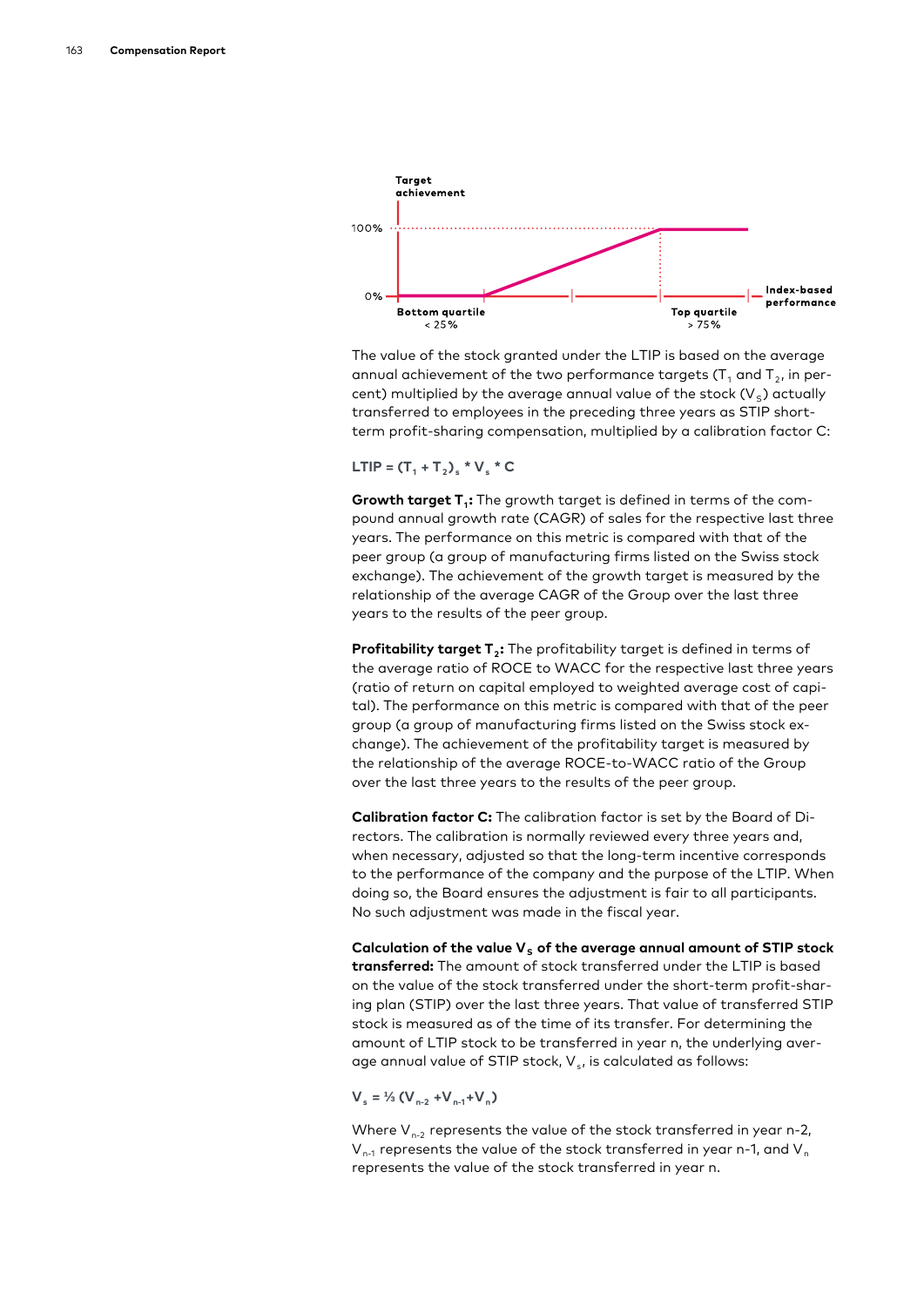Target achievement

100%

0%

Bottom quartile < 25%

Top quartile > 75%

Index-based performance

The value of the stock granted under the LTIP is based on the average annual achievement of the two performance targets ($T_1$ and $T_2$, in percent) multiplied by the average annual value of the stock ($V_S$) actually transferred to employees in the preceding three years as STIP short-term profit-sharing compensation, multiplied by a calibration factor C:

$$LTIP = (T_1 + T_2)_s * V_s * C$$

**Growth target $T_1$:** The growth target is defined in terms of the compound annual growth rate (CAGR) of sales for the respective last three years. The performance on this metric is compared with that of the peer group (a group of manufacturing firms listed on the Swiss stock exchange). The achievement of the growth target is measured by the relationship of the average CAGR of the Group over the last three years to the results of the peer group.

**Profitability target $T_2$:** The profitability target is defined in terms of the average ratio of ROCE to WACC for the respective last three years (ratio of return on capital employed to weighted average cost of capital). The performance on this metric is compared with that of the peer group (a group of manufacturing firms listed on the Swiss stock exchange). The achievement of the profitability target is measured by the relationship of the average ROCE-to-WACC ratio of the Group over the last three years to the results of the peer group.

**Calibration factor C:** The calibration factor is set by the Board of Directors. The calibration is normally reviewed every three years and, when necessary, adjusted so that the long-term incentive corresponds to the performance of the company and the purpose of the LTIP. When doing so, the Board ensures the adjustment is fair to all participants. No such adjustment was made in the fiscal year.

**Calculation of the value $V_S$ of the average annual amount of STIP stock transferred:** The amount of stock transferred under the LTIP is based on the value of the stock transferred under the short-term profit-sharing plan (STIP) over the last three years. That value of transferred STIP stock is measured as of the time of its transfer. For determining the amount of LTIP stock to be transferred in year n, the underlying average annual value of STIP stock, $V_s$, is calculated as follows:

$$V_s = \tfrac{1}{3} (V_{n-2} + V_{n-1} + V_n)$$

Where $V_{n-2}$ represents the value of the stock transferred in year n-2, $V_{n-1}$ represents the value of the stock transferred in year n-1, and $V_n$ represents the value of the stock transferred in year n.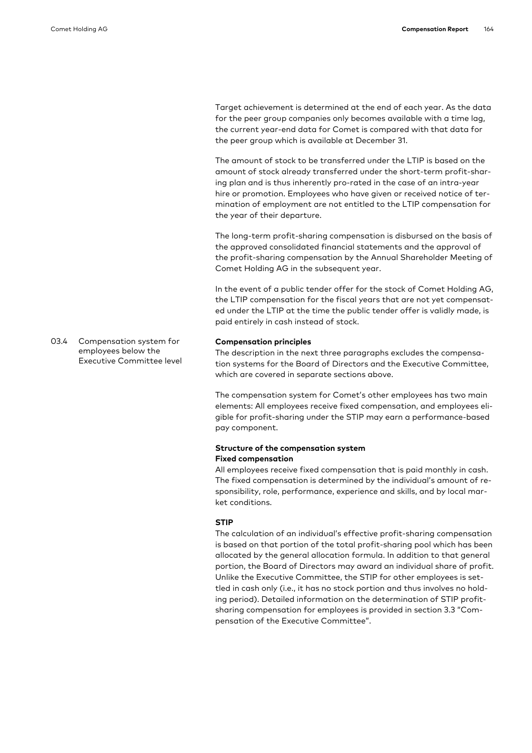Target achievement is determined at the end of each year. As the data for the peer group companies only becomes available with a time lag, the current year-end data for Comet is compared with that data for the peer group which is available at December 31.

The amount of stock to be transferred under the LTIP is based on the amount of stock already transferred under the short-term profit-sharing plan and is thus inherently pro-rated in the case of an intra-year hire or promotion. Employees who have given or received notice of termination of employment are not entitled to the LTIP compensation for the year of their departure.

The long-term profit-sharing compensation is disbursed on the basis of the approved consolidated financial statements and the approval of the profit-sharing compensation by the Annual Shareholder Meeting of Comet Holding AG in the subsequent year.

In the event of a public tender offer for the stock of Comet Holding AG, the LTIP compensation for the fiscal years that are not yet compensated under the LTIP at the time the public tender offer is validly made, is paid entirely in cash instead of stock.

## 03.4 Compensation system for employees below the Executive Committee level

**Compensation principles**

The description in the next three paragraphs excludes the compensation systems for the Board of Directors and the Executive Committee, which are covered in separate sections above.

The compensation system for Comet's other employees has two main elements: All employees receive fixed compensation, and employees eligible for profit-sharing under the STIP may earn a performance-based pay component.

**Structure of the compensation system**

**Fixed compensation**

All employees receive fixed compensation that is paid monthly in cash. The fixed compensation is determined by the individual's amount of responsibility, role, performance, experience and skills, and by local market conditions.

**STIP**

The calculation of an individual's effective profit-sharing compensation is based on that portion of the total profit-sharing pool which has been allocated by the general allocation formula. In addition to that general portion, the Board of Directors may award an individual share of profit. Unlike the Executive Committee, the STIP for other employees is settled in cash only (i.e., it has no stock portion and thus involves no holding period). Detailed information on the determination of STIP profit-sharing compensation for employees is provided in section 3.3 "Compensation of the Executive Committee".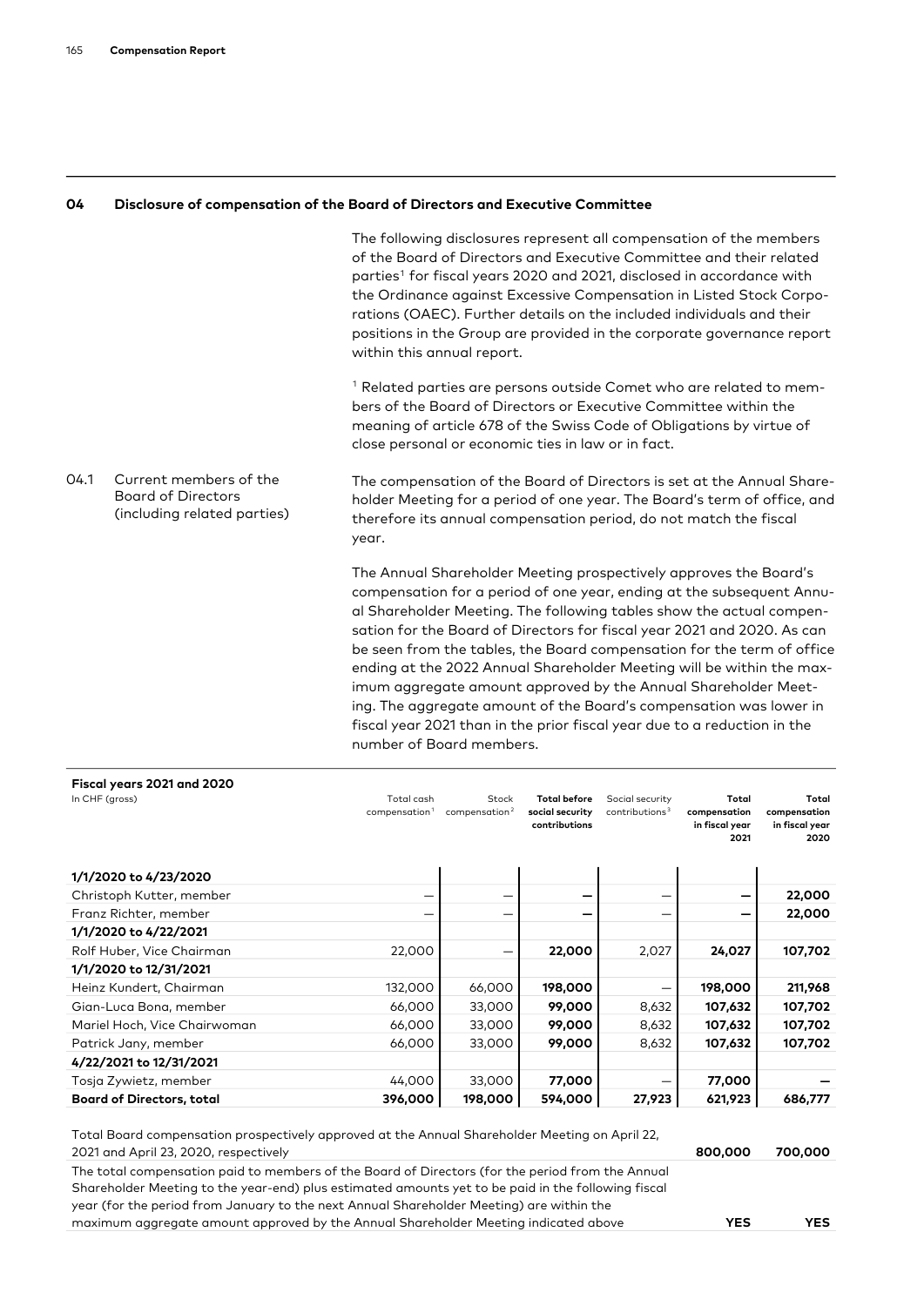## 04 Disclosure of compensation of the Board of Directors and Executive Committee

The following disclosures represent all compensation of the members of the Board of Directors and Executive Committee and their related parties[1] for fiscal years 2020 and 2021, disclosed in accordance with the Ordinance against Excessive Compensation in Listed Stock Corporations (OAEC). Further details on the included individuals and their positions in the Group are provided in the corporate governance report within this annual report.

[1] Related parties are persons outside Comet who are related to members of the Board of Directors or Executive Committee within the meaning of article 678 of the Swiss Code of Obligations by virtue of close personal or economic ties in law or in fact.

### 04.1 Current members of the Board of Directors (including related parties)

The compensation of the Board of Directors is set at the Annual Shareholder Meeting for a period of one year. The Board's term of office, and therefore its annual compensation period, do not match the fiscal year.

The Annual Shareholder Meeting prospectively approves the Board's compensation for a period of one year, ending at the subsequent Annual Shareholder Meeting. The following tables show the actual compensation for the Board of Directors for fiscal year 2021 and 2020. As can be seen from the tables, the Board compensation for the term of office ending at the 2022 Annual Shareholder Meeting will be within the maximum aggregate amount approved by the Annual Shareholder Meeting. The aggregate amount of the Board's compensation was lower in fiscal year 2021 than in the prior fiscal year due to a reduction in the number of Board members.

**Fiscal years 2021 and 2020**

| In CHF (gross) | Total cash compensation[1] | Stock compensation[2] | **Total before social security contributions** | Social security contributions[3] | **Total compensation in fiscal year 2021** | **Total compensation in fiscal year 2020** |
|---|---|---|---|---|---|---|
| **1/1/2020 to 4/23/2020** | | | | | | |
| Christoph Kutter, member | – | – | **–** | – | **–** | **22,000** |
| Franz Richter, member | – | – | **–** | – | **–** | **22,000** |
| **1/1/2020 to 4/22/2021** | | | | | | |
| Rolf Huber, Vice Chairman | 22,000 | – | **22,000** | 2,027 | **24,027** | **107,702** |
| **1/1/2020 to 12/31/2021** | | | | | | |
| Heinz Kundert, Chairman | 132,000 | 66,000 | **198,000** | – | **198,000** | **211,968** |
| Gian-Luca Bona, member | 66,000 | 33,000 | **99,000** | 8,632 | **107,632** | **107,702** |
| Mariel Hoch, Vice Chairwoman | 66,000 | 33,000 | **99,000** | 8,632 | **107,632** | **107,702** |
| Patrick Jany, member | 66,000 | 33,000 | **99,000** | 8,632 | **107,632** | **107,702** |
| **4/22/2021 to 12/31/2021** | | | | | | |
| Tosja Zywietz, member | 44,000 | 33,000 | **77,000** | – | **77,000** | **–** |
| **Board of Directors, total** | **396,000** | **198,000** | **594,000** | **27,923** | **621,923** | **686,777** |

| | 2021 | 2020 |
|---|---|---|
| Total Board compensation prospectively approved at the Annual Shareholder Meeting on April 22, 2021 and April 23, 2020, respectively | **800,000** | **700,000** |
| The total compensation paid to members of the Board of Directors (for the period from the Annual Shareholder Meeting to the year-end) plus estimated amounts yet to be paid in the following fiscal year (for the period from January to the next Annual Shareholder Meeting) are within the maximum aggregate amount approved by the Annual Shareholder Meeting indicated above | **YES** | **YES** |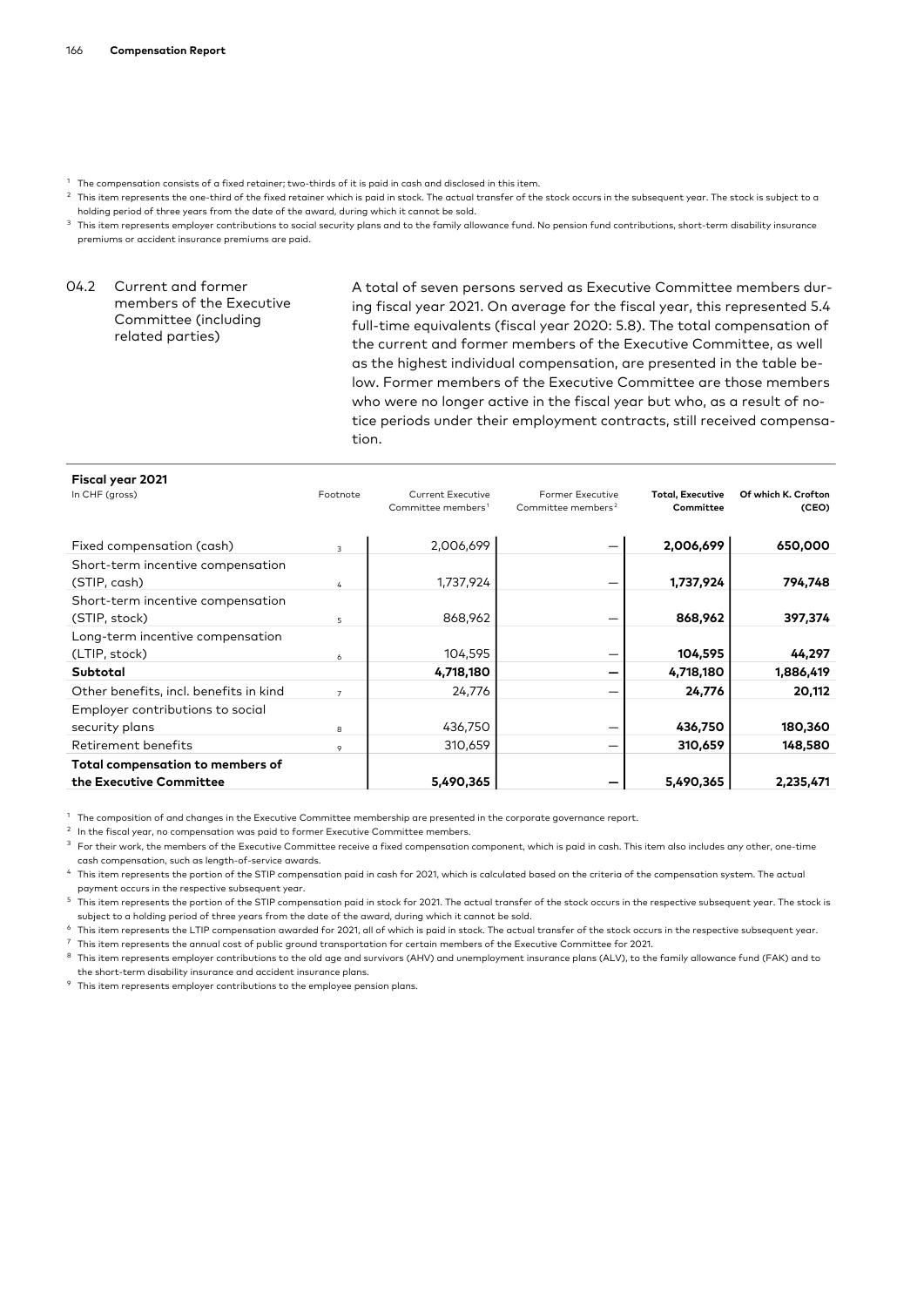[1] The compensation consists of a fixed retainer; two-thirds of it is paid in cash and disclosed in this item.

[2] This item represents the one-third of the fixed retainer which is paid in stock. The actual transfer of the stock occurs in the subsequent year. The stock is subject to a holding period of three years from the date of the award, during which it cannot be sold.

[3] This item represents employer contributions to social security plans and to the family allowance fund. No pension fund contributions, short-term disability insurance premiums or accident insurance premiums are paid.

## 04.2 Current and former members of the Executive Committee (including related parties)

A total of seven persons served as Executive Committee members during fiscal year 2021. On average for the fiscal year, this represented 5.4 full-time equivalents (fiscal year 2020: 5.8). The total compensation of the current and former members of the Executive Committee, as well as the highest individual compensation, are presented in the table below. Former members of the Executive Committee are those members who were no longer active in the fiscal year but who, as a result of notice periods under their employment contracts, still received compensation.

**Fiscal year 2021**

| In CHF (gross) | Footnote | Current Executive Committee members[1] | Former Executive Committee members[2] | **Total, Executive Committee** | **Of which K. Crofton (CEO)** |
|---|---|---|---|---|---|
| Fixed compensation (cash) | 3 | 2,006,699 | – | **2,006,699** | **650,000** |
| Short-term incentive compensation (STIP, cash) | 4 | 1,737,924 | – | **1,737,924** | **794,748** |
| Short-term incentive compensation (STIP, stock) | 5 | 868,962 | – | **868,962** | **397,374** |
| Long-term incentive compensation (LTIP, stock) | 6 | 104,595 | – | **104,595** | **44,297** |
| **Subtotal** | | **4,718,180** | **–** | **4,718,180** | **1,886,419** |
| Other benefits, incl. benefits in kind | 7 | 24,776 | – | **24,776** | **20,112** |
| Employer contributions to social security plans | 8 | 436,750 | – | **436,750** | **180,360** |
| Retirement benefits | 9 | 310,659 | – | **310,659** | **148,580** |
| **Total compensation to members of the Executive Committee** | | **5,490,365** | **–** | **5,490,365** | **2,235,471** |

[1] The composition of and changes in the Executive Committee membership are presented in the corporate governance report.

[2] In the fiscal year, no compensation was paid to former Executive Committee members.

[3] For their work, the members of the Executive Committee receive a fixed compensation component, which is paid in cash. This item also includes any other, one-time cash compensation, such as length-of-service awards.

[4] This item represents the portion of the STIP compensation paid in cash for 2021, which is calculated based on the criteria of the compensation system. The actual payment occurs in the respective subsequent year.

[5] This item represents the portion of the STIP compensation paid in stock for 2021. The actual transfer of the stock occurs in the respective subsequent year. The stock is subject to a holding period of three years from the date of the award, during which it cannot be sold.

[6] This item represents the LTIP compensation awarded for 2021, all of which is paid in stock. The actual transfer of the stock occurs in the respective subsequent year.

[7] This item represents the annual cost of public ground transportation for certain members of the Executive Committee for 2021.

[8] This item represents employer contributions to the old age and survivors (AHV) and unemployment insurance plans (ALV), to the family allowance fund (FAK) and to the short-term disability insurance and accident insurance plans.

[9] This item represents employer contributions to the employee pension plans.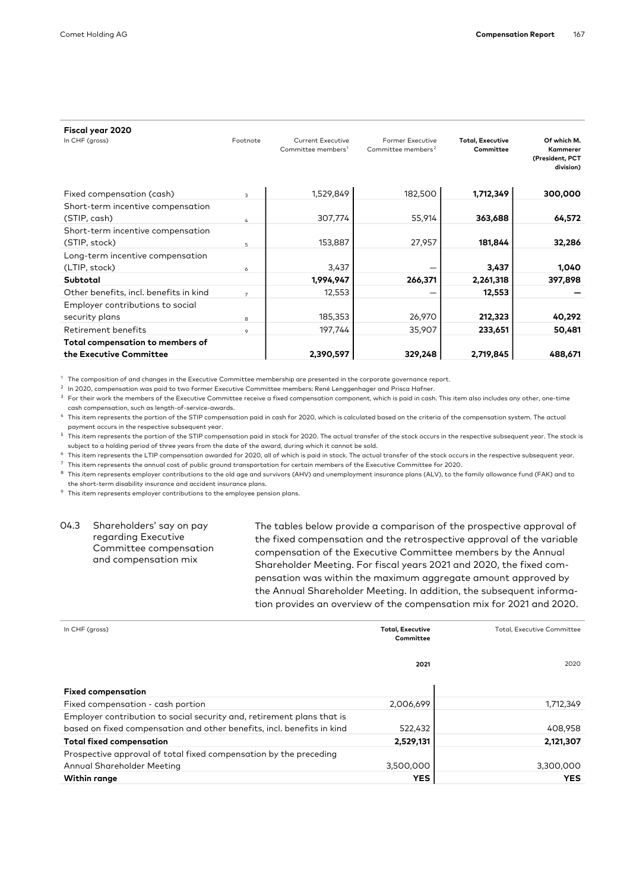**Fiscal year 2020**

| In CHF (gross) | Footnote | Current Executive Committee members[1] | Former Executive Committee members[2] | **Total, Executive Committee** | **Of which M. Kammerer (President, PCT division)** |
|---|---|---|---|---|---|
| Fixed compensation (cash) | 3 | 1,529,849 | 182,500 | **1,712,349** | **300,000** |
| Short-term incentive compensation (STIP, cash) | 4 | 307,774 | 55,914 | **363,688** | **64,572** |
| Short-term incentive compensation (STIP, stock) | 5 | 153,887 | 27,957 | **181,844** | **32,286** |
| Long-term incentive compensation (LTIP, stock) | 6 | 3,437 | — | **3,437** | **1,040** |
| **Subtotal** | | **1,994,947** | **266,371** | **2,261,318** | **397,898** |
| Other benefits, incl. benefits in kind | 7 | 12,553 | — | **12,553** | **—** |
| Employer contributions to social security plans | 8 | 185,353 | 26,970 | **212,323** | **40,292** |
| Retirement benefits | 9 | 197,744 | 35,907 | **233,651** | **50,481** |
| **Total compensation to members of the Executive Committee** | | **2,390,597** | **329,248** | **2,719,845** | **488,671** |

[1] The composition of and changes in the Executive Committee membership are presented in the corporate governance report.

[2] In 2020, compensation was paid to two former Executive Committee members: René Lenggenhager and Prisca Hafner.

[3] For their work the members of the Executive Committee receive a fixed compensation component, which is paid in cash. This item also includes any other, one-time cash compensation, such as length-of-service-awards.

[4] This item represents the portion of the STIP compensation paid in cash for 2020, which is calculated based on the criteria of the compensation system. The actual payment occurs in the respective subsequent year.

[5] This item represents the portion of the STIP compensation paid in stock for 2020. The actual transfer of the stock occurs in the respective subsequent year. The stock is subject to a holding period of three years from the date of the award, during which it cannot be sold.

[6] This item represents the LTIP compensation awarded for 2020, all of which is paid in stock. The actual transfer of the stock occurs in the respective subsequent year.

[7] This item represents the annual cost of public ground transportation for certain members of the Executive Committee for 2020.

[8] This item represents employer contributions to the old age and survivors (AHV) and unemployment insurance plans (ALV), to the family allowance fund (FAK) and to the short-term disability insurance and accident insurance plans.

[9] This item represents employer contributions to the employee pension plans.

### 04.3 Shareholders' say on pay regarding Executive Committee compensation and compensation mix

The tables below provide a comparison of the prospective approval of the fixed compensation and the retrospective approval of the variable compensation of the Executive Committee members by the Annual Shareholder Meeting. For fiscal years 2021 and 2020, the fixed compensation was within the maximum aggregate amount approved by the Annual Shareholder Meeting. In addition, the subsequent information provides an overview of the compensation mix for 2021 and 2020.

| In CHF (gross) | **Total, Executive Committee** | Total, Executive Committee |
|---|---|---|
| | **2021** | 2020 |
| **Fixed compensation** | | |
| Fixed compensation - cash portion | 2,006,699 | 1,712,349 |
| Employer contribution to social security and, retirement plans that is based on fixed compensation and other benefits, incl. benefits in kind | 522,432 | 408,958 |
| **Total fixed compensation** | **2,529,131** | **2,121,307** |
| Prospective approval of total fixed compensation by the preceding Annual Shareholder Meeting | 3,500,000 | 3,300,000 |
| **Within range** | **YES** | **YES** |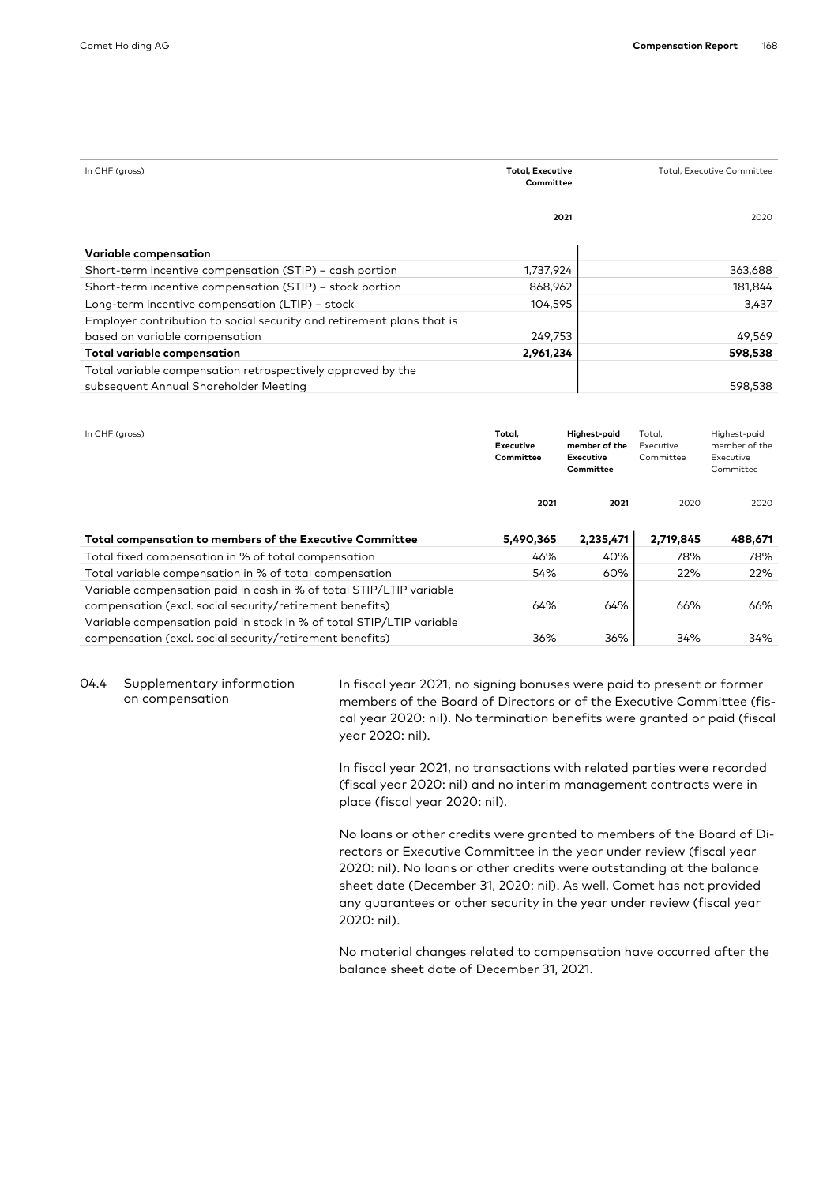| In CHF (gross) | Total, Executive Committee | Total, Executive Committee |
|---|---|---|
| | 2021 | 2020 |
| **Variable compensation** | | |
| Short-term incentive compensation (STIP) – cash portion | 1,737,924 | 363,688 |
| Short-term incentive compensation (STIP) – stock portion | 868,962 | 181,844 |
| Long-term incentive compensation (LTIP) – stock | 104,595 | 3,437 |
| Employer contribution to social security and retirement plans that is based on variable compensation | 249,753 | 49,569 |
| **Total variable compensation** | **2,961,234** | **598,538** |
| Total variable compensation retrospectively approved by the subsequent Annual Shareholder Meeting | | 598,538 |

| In CHF (gross) | Total, Executive Committee | Highest-paid member of the Executive Committee | Total, Executive Committee | Highest-paid member of the Executive Committee |
|---|---|---|---|---|
| | 2021 | 2021 | 2020 | 2020 |
| **Total compensation to members of the Executive Committee** | **5,490,365** | **2,235,471** | **2,719,845** | **488,671** |
| Total fixed compensation in % of total compensation | 46% | 40% | 78% | 78% |
| Total variable compensation in % of total compensation | 54% | 60% | 22% | 22% |
| Variable compensation paid in cash in % of total STIP/LTIP variable compensation (excl. social security/retirement benefits) | 64% | 64% | 66% | 66% |
| Variable compensation paid in stock in % of total STIP/LTIP variable compensation (excl. social security/retirement benefits) | 36% | 36% | 34% | 34% |

## 04.4 Supplementary information on compensation

In fiscal year 2021, no signing bonuses were paid to present or former members of the Board of Directors or of the Executive Committee (fiscal year 2020: nil). No termination benefits were granted or paid (fiscal year 2020: nil).

In fiscal year 2021, no transactions with related parties were recorded (fiscal year 2020: nil) and no interim management contracts were in place (fiscal year 2020: nil).

No loans or other credits were granted to members of the Board of Directors or Executive Committee in the year under review (fiscal year 2020: nil). No loans or other credits were outstanding at the balance sheet date (December 31, 2020: nil). As well, Comet has not provided any guarantees or other security in the year under review (fiscal year 2020: nil).

No material changes related to compensation have occurred after the balance sheet date of December 31, 2021.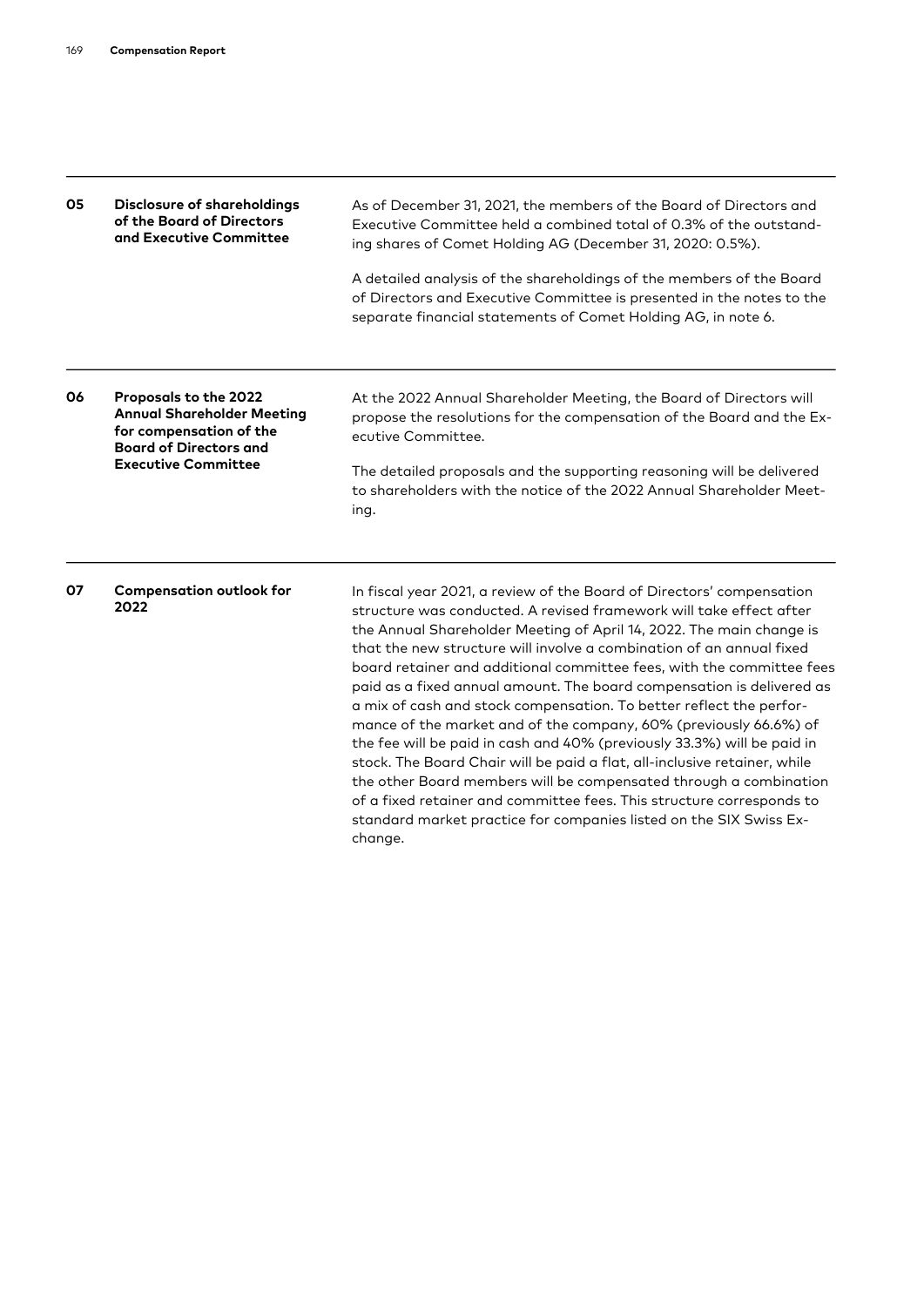## 05 Disclosure of shareholdings of the Board of Directors and Executive Committee

As of December 31, 2021, the members of the Board of Directors and Executive Committee held a combined total of 0.3% of the outstanding shares of Comet Holding AG (December 31, 2020: 0.5%).

A detailed analysis of the shareholdings of the members of the Board of Directors and Executive Committee is presented in the notes to the separate financial statements of Comet Holding AG, in note 6.

## 06 Proposals to the 2022 Annual Shareholder Meeting for compensation of the Board of Directors and Executive Committee

At the 2022 Annual Shareholder Meeting, the Board of Directors will propose the resolutions for the compensation of the Board and the Executive Committee.

The detailed proposals and the supporting reasoning will be delivered to shareholders with the notice of the 2022 Annual Shareholder Meeting.

## 07 Compensation outlook for 2022

In fiscal year 2021, a review of the Board of Directors' compensation structure was conducted. A revised framework will take effect after the Annual Shareholder Meeting of April 14, 2022. The main change is that the new structure will involve a combination of an annual fixed board retainer and additional committee fees, with the committee fees paid as a fixed annual amount. The board compensation is delivered as a mix of cash and stock compensation. To better reflect the performance of the market and of the company, 60% (previously 66.6%) of the fee will be paid in cash and 40% (previously 33.3%) will be paid in stock. The Board Chair will be paid a flat, all-inclusive retainer, while the other Board members will be compensated through a combination of a fixed retainer and committee fees. This structure corresponds to standard market practice for companies listed on the SIX Swiss Exchange.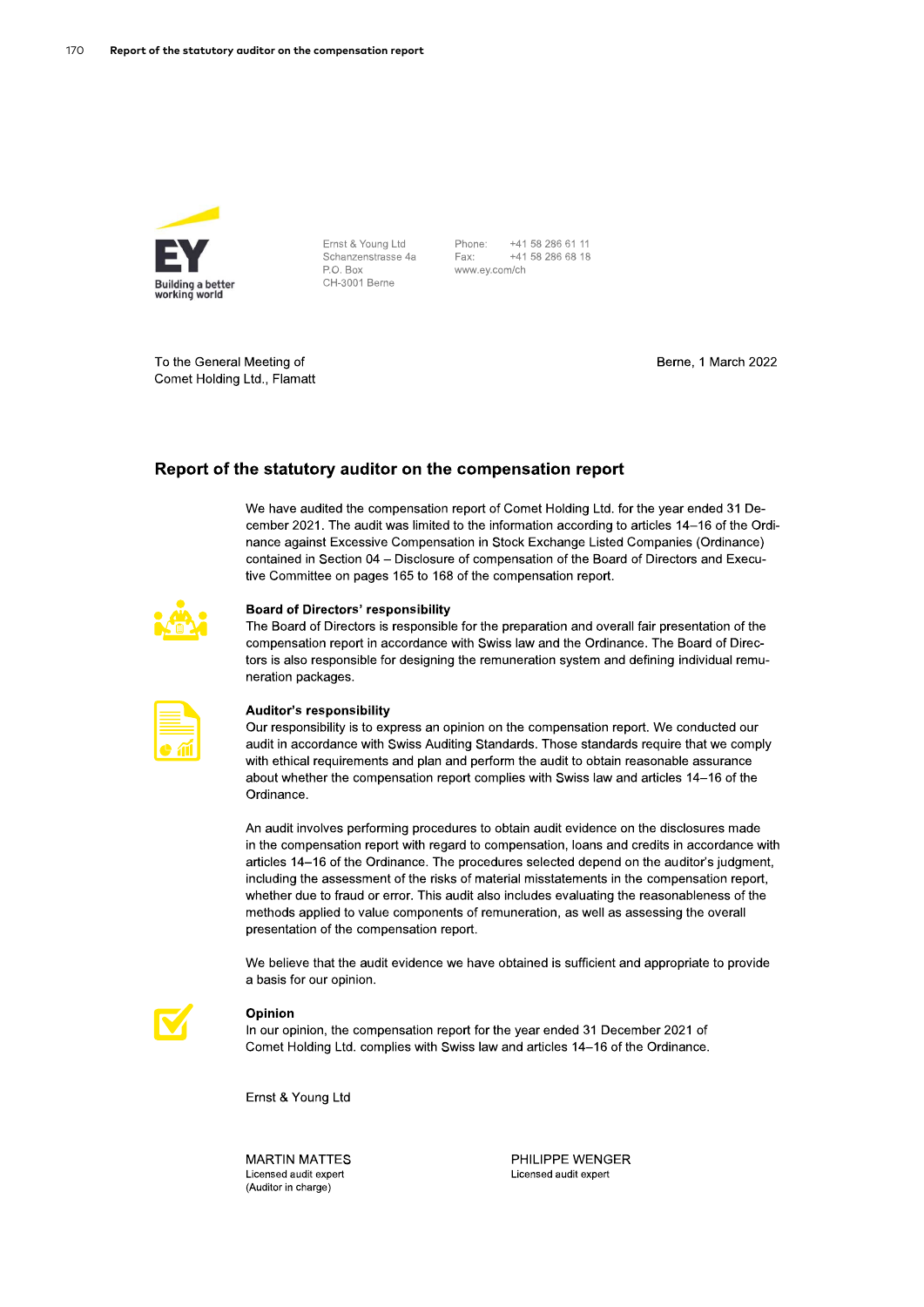EY
Building a better working world

Ernst & Young Ltd
Schanzenstrasse 4a
P.O. Box
CH-3001 Berne

Phone: +41 58 286 61 11
Fax: +41 58 286 68 18
www.ey.com/ch

To the General Meeting of
Comet Holding Ltd., Flamatt

Berne, 1 March 2022

## Report of the statutory auditor on the compensation report

We have audited the compensation report of Comet Holding Ltd. for the year ended 31 December 2021. The audit was limited to the information according to articles 14–16 of the Ordinance against Excessive Compensation in Stock Exchange Listed Companies (Ordinance) contained in Section 04 – Disclosure of compensation of the Board of Directors and Executive Committee on pages 165 to 168 of the compensation report.

**Board of Directors' responsibility**
The Board of Directors is responsible for the preparation and overall fair presentation of the compensation report in accordance with Swiss law and the Ordinance. The Board of Directors is also responsible for designing the remuneration system and defining individual remuneration packages.

**Auditor's responsibility**
Our responsibility is to express an opinion on the compensation report. We conducted our audit in accordance with Swiss Auditing Standards. Those standards require that we comply with ethical requirements and plan and perform the audit to obtain reasonable assurance about whether the compensation report complies with Swiss law and articles 14–16 of the Ordinance.

An audit involves performing procedures to obtain audit evidence on the disclosures made in the compensation report with regard to compensation, loans and credits in accordance with articles 14–16 of the Ordinance. The procedures selected depend on the auditor's judgment, including the assessment of the risks of material misstatements in the compensation report, whether due to fraud or error. This audit also includes evaluating the reasonableness of the methods applied to value components of remuneration, as well as assessing the overall presentation of the compensation report.

We believe that the audit evidence we have obtained is sufficient and appropriate to provide a basis for our opinion.

**Opinion**
In our opinion, the compensation report for the year ended 31 December 2021 of Comet Holding Ltd. complies with Swiss law and articles 14–16 of the Ordinance.

Ernst & Young Ltd

MARTIN MATTES
Licensed audit expert
(Auditor in charge)

PHILIPPE WENGER
Licensed audit expert